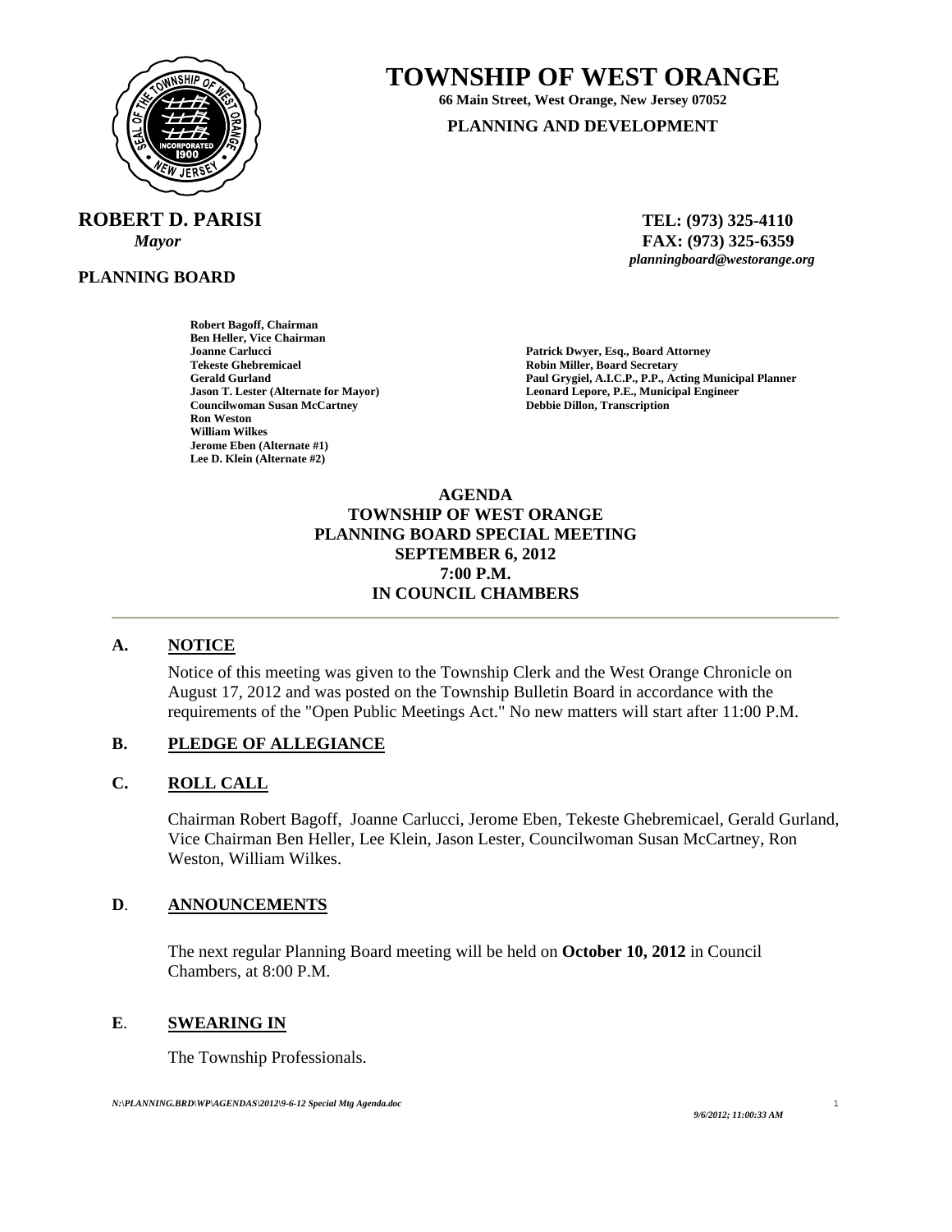# TOWNSHIP OF WEST ORANGE

**66 Main Street, West Orange, New Jersey 07052**

**PLANNING AND DEVELOPMENT**

**ROBERT D. PARISI**
*Mayor*

**TEL: (973) 325-4110**
**FAX: (973) 325-6359**
*planningboard@westorange.org*

**PLANNING BOARD**

**Robert Bagoff, Chairman**
**Ben Heller, Vice Chairman**
**Joanne Carlucci**
**Tekeste Ghebremicael**
**Gerald Gurland**
**Jason T. Lester (Alternate for Mayor)**
**Councilwoman Susan McCartney**
**Ron Weston**
**William Wilkes**
**Jerome Eben (Alternate #1)**
**Lee D. Klein (Alternate #2)**

**Patrick Dwyer, Esq., Board Attorney**
**Robin Miller, Board Secretary**
**Paul Grygiel, A.I.C.P., P.P., Acting Municipal Planner**
**Leonard Lepore, P.E., Municipal Engineer**
**Debbie Dillon, Transcription**

**AGENDA**
**TOWNSHIP OF WEST ORANGE**
**PLANNING BOARD SPECIAL MEETING**
**SEPTEMBER 6, 2012**
**7:00 P.M.**
**IN COUNCIL CHAMBERS**

---

## A. NOTICE

Notice of this meeting was given to the Township Clerk and the West Orange Chronicle on August 17, 2012 and was posted on the Township Bulletin Board in accordance with the requirements of the "Open Public Meetings Act." No new matters will start after 11:00 P.M.

## B. PLEDGE OF ALLEGIANCE

## C. ROLL CALL

Chairman Robert Bagoff, Joanne Carlucci, Jerome Eben, Tekeste Ghebremicael, Gerald Gurland, Vice Chairman Ben Heller, Lee Klein, Jason Lester, Councilwoman Susan McCartney, Ron Weston, William Wilkes.

## D. ANNOUNCEMENTS

The next regular Planning Board meeting will be held on **October 10, 2012** in Council Chambers, at 8:00 P.M.

## E. SWEARING IN

The Township Professionals.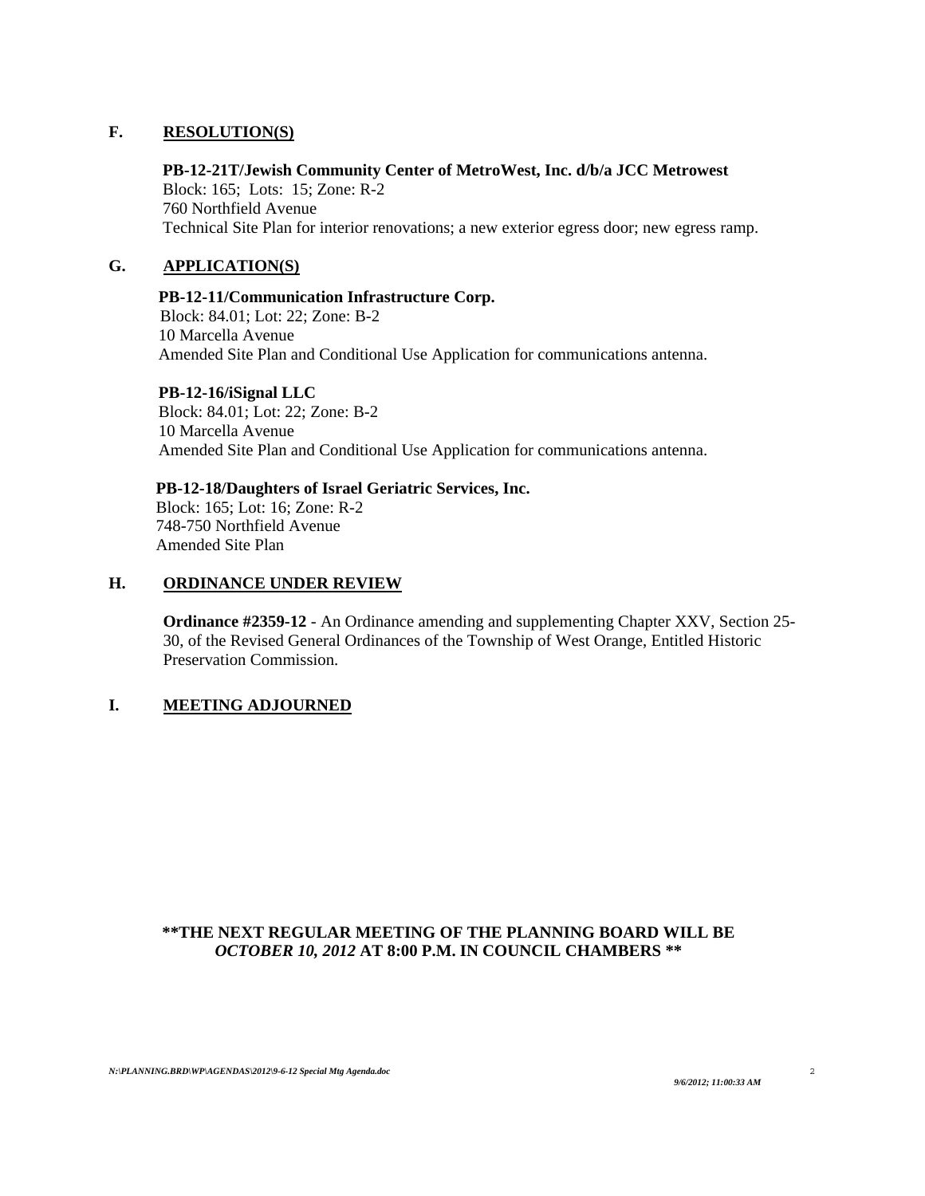## F. RESOLUTION(S)

**PB-12-21T/Jewish Community Center of MetroWest, Inc. d/b/a JCC Metrowest**
Block: 165; Lots: 15; Zone: R-2
760 Northfield Avenue
Technical Site Plan for interior renovations; a new exterior egress door; new egress ramp.

## G. APPLICATION(S)

**PB-12-11/Communication Infrastructure Corp.**
Block: 84.01; Lot: 22; Zone: B-2
10 Marcella Avenue
Amended Site Plan and Conditional Use Application for communications antenna.

**PB-12-16/iSignal LLC**
Block: 84.01; Lot: 22; Zone: B-2
10 Marcella Avenue
Amended Site Plan and Conditional Use Application for communications antenna.

**PB-12-18/Daughters of Israel Geriatric Services, Inc.**
Block: 165; Lot: 16; Zone: R-2
748-750 Northfield Avenue
Amended Site Plan

## H. ORDINANCE UNDER REVIEW

**Ordinance #2359-12** - An Ordinance amending and supplementing Chapter XXV, Section 25-30, of the Revised General Ordinances of the Township of West Orange, Entitled Historic Preservation Commission.

## I. MEETING ADJOURNED

**\*\*THE NEXT REGULAR MEETING OF THE PLANNING BOARD WILL BE *OCTOBER 10, 2012* AT 8:00 P.M. IN COUNCIL CHAMBERS \*\***

*N:\PLANNING.BRD\WP\AGENDAS\2012\9-6-12 Special Mtg Agenda.doc*

*9/6/2012; 11:00:33 AM*